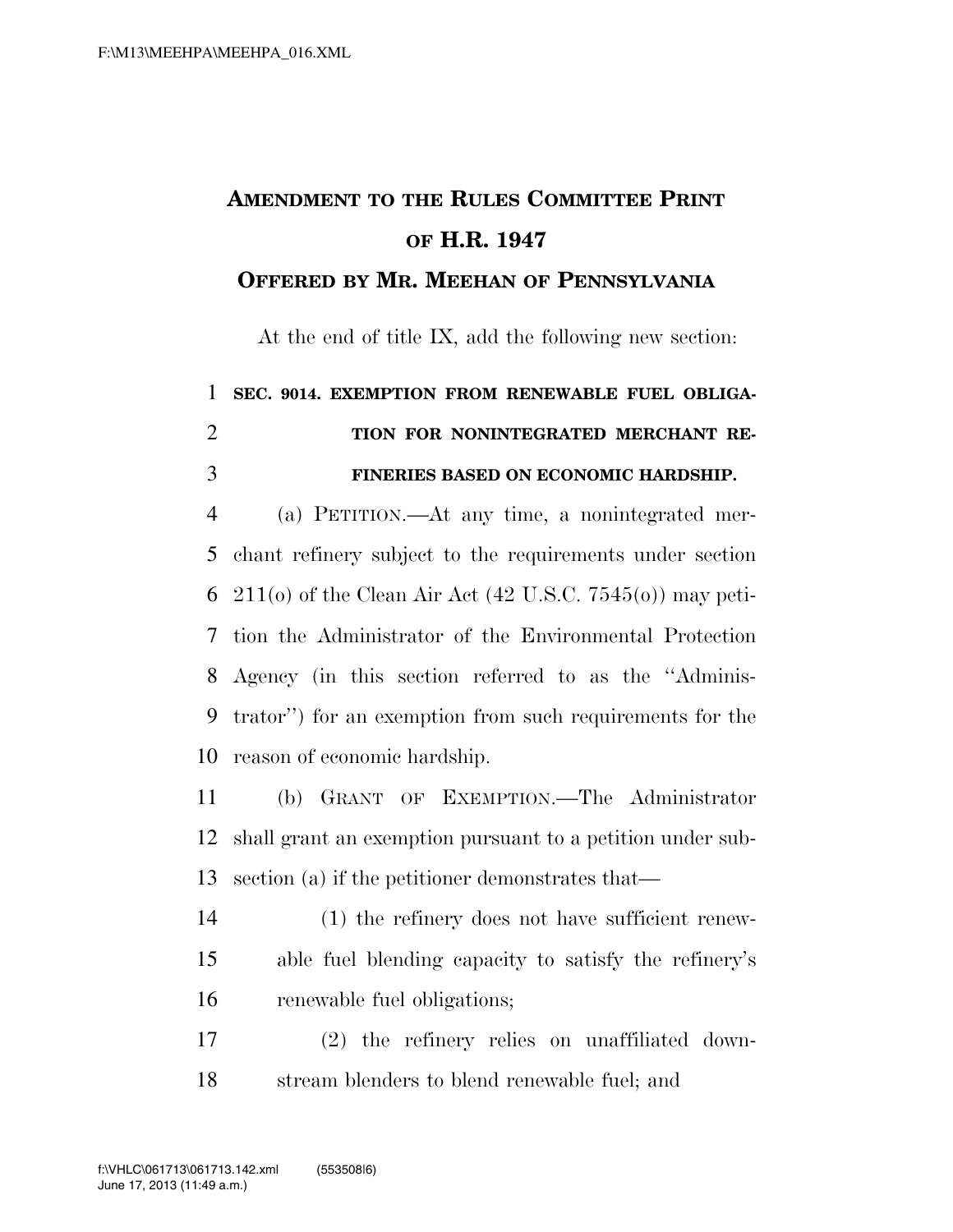# AMENDMENT TO THE RULES COMMITTEE PRINT OF H.R. 1947

## OFFERED BY MR. MEEHAN OF PENNSYLVANIA

At the end of title IX, add the following new section:

**SEC. 9014. EXEMPTION FROM RENEWABLE FUEL OBLIGATION FOR NONINTEGRATED MERCHANT REFINERIES BASED ON ECONOMIC HARDSHIP.**

(a) PETITION.—At any time, a nonintegrated merchant refinery subject to the requirements under section 211(o) of the Clean Air Act (42 U.S.C. 7545(o)) may petition the Administrator of the Environmental Protection Agency (in this section referred to as the "Administrator") for an exemption from such requirements for the reason of economic hardship.

(b) GRANT OF EXEMPTION.—The Administrator shall grant an exemption pursuant to a petition under subsection (a) if the petitioner demonstrates that—

(1) the refinery does not have sufficient renewable fuel blending capacity to satisfy the refinery's renewable fuel obligations;

(2) the refinery relies on unaffiliated downstream blenders to blend renewable fuel; and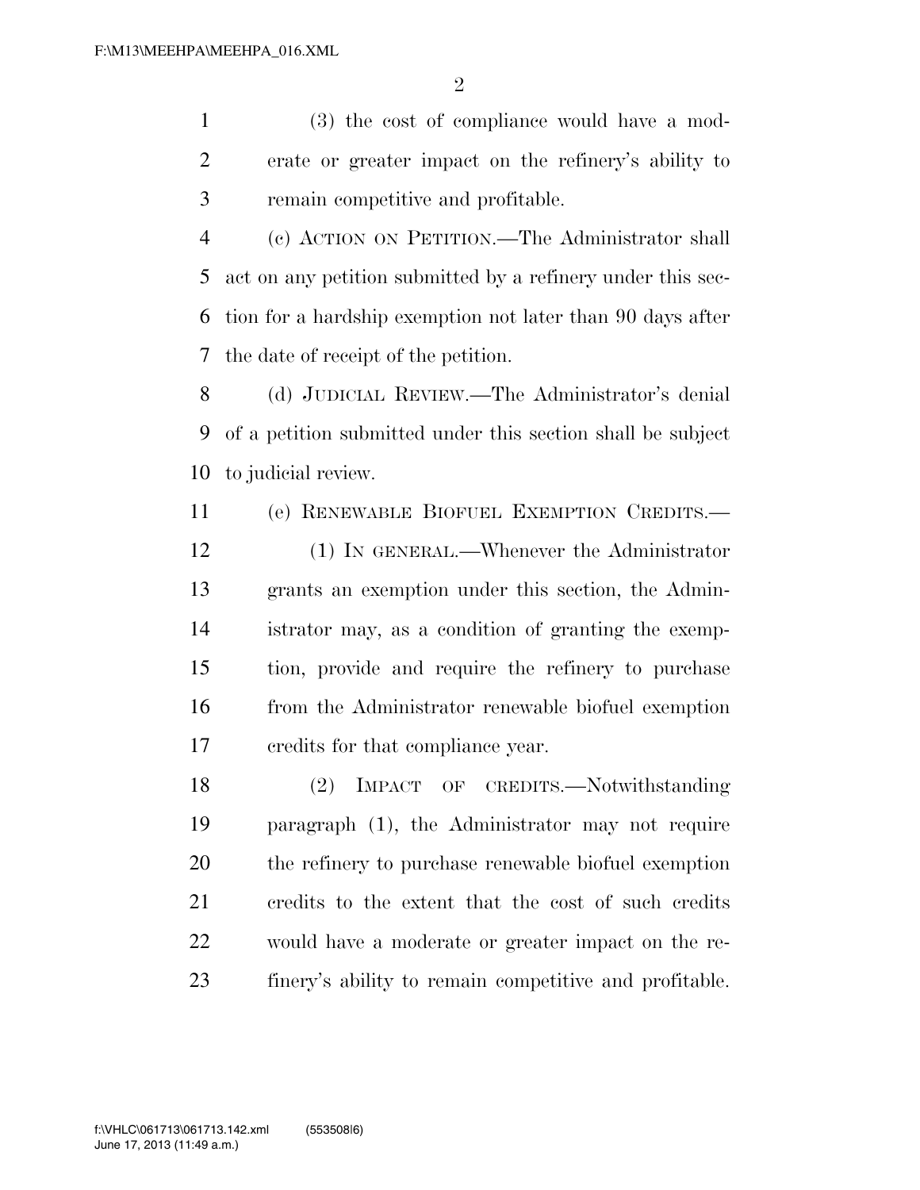(3) the cost of compliance would have a moderate or greater impact on the refinery's ability to remain competitive and profitable.

(c) ACTION ON PETITION.—The Administrator shall act on any petition submitted by a refinery under this section for a hardship exemption not later than 90 days after the date of receipt of the petition.

(d) JUDICIAL REVIEW.—The Administrator's denial of a petition submitted under this section shall be subject to judicial review.

(e) RENEWABLE BIOFUEL EXEMPTION CREDITS.—

(1) IN GENERAL.—Whenever the Administrator grants an exemption under this section, the Administrator may, as a condition of granting the exemption, provide and require the refinery to purchase from the Administrator renewable biofuel exemption credits for that compliance year.

(2) IMPACT OF CREDITS.—Notwithstanding paragraph (1), the Administrator may not require the refinery to purchase renewable biofuel exemption credits to the extent that the cost of such credits would have a moderate or greater impact on the refinery's ability to remain competitive and profitable.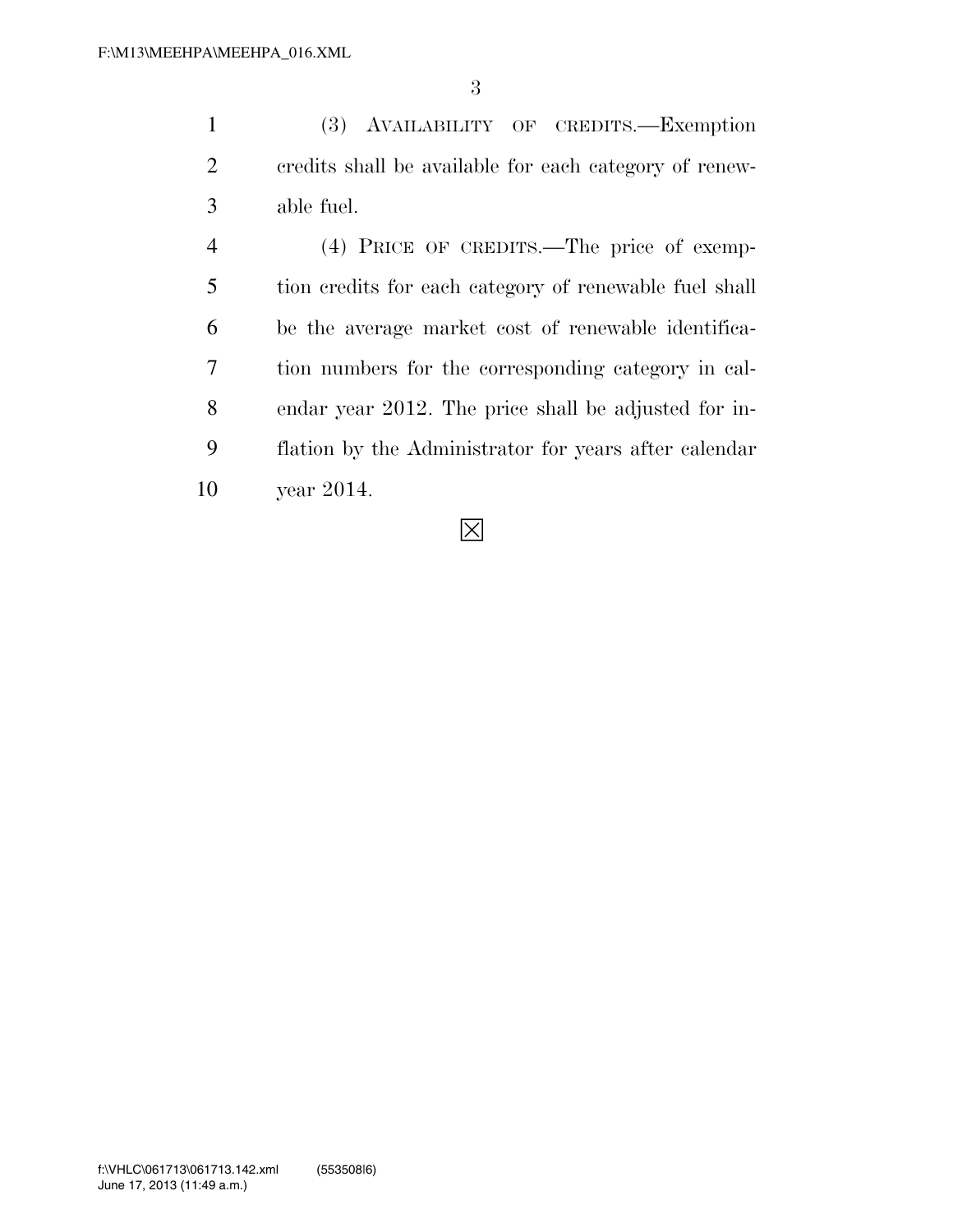(3) AVAILABILITY OF CREDITS.—Exemption credits shall be available for each category of renewable fuel.

(4) PRICE OF CREDITS.—The price of exemption credits for each category of renewable fuel shall be the average market cost of renewable identification numbers for the corresponding category in calendar year 2012. The price shall be adjusted for inflation by the Administrator for years after calendar year 2014.